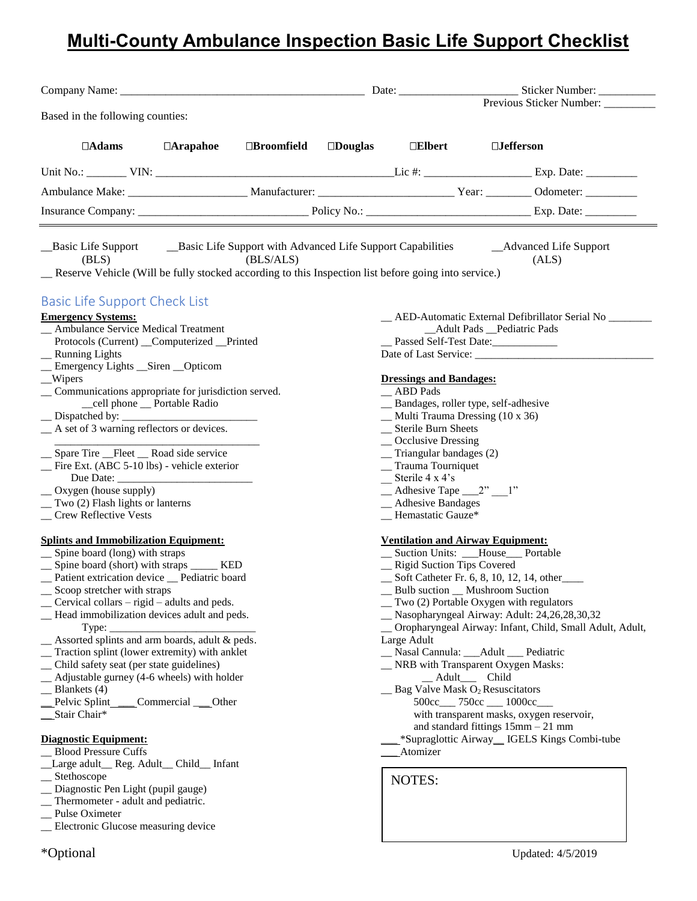# Multi-County Ambulance Inspection Basic Life Support Checklist

Company Name: ______________________________ Date: ____________________ Sticker Number: __________

Previous Sticker Number: _________

Based in the following counties:

☐**Adams** ☐**Arapahoe** ☐**Broomfield** ☐**Douglas** ☐**Elbert** ☐**Jefferson**

Unit No.: _______ VIN: ______________________________Lic #: __________________ Exp. Date: _________

Ambulance Make: ____________________ Manufacturer: ______________________ Year: ________ Odometer: _________

Insurance Company: _____________________________ Policy No.: ____________________________ Exp. Date: _________

---

__Basic Life Support (BLS) __Basic Life Support with Advanced Life Support Capabilities (BLS/ALS) __Advanced Life Support (ALS)

__ Reserve Vehicle (Will be fully stocked according to this Inspection list before going into service.)

## Basic Life Support Check List

**Emergency Systems:**

- __ Ambulance Service Medical Treatment Protocols (Current) __Computerized __Printed
- __ Running Lights
- __ Emergency Lights __Siren __Opticom
- __Wipers
- __ Communications appropriate for jurisdiction served. __cell phone __ Portable Radio
- __ Dispatched by: ________________________
- __ A set of 3 warning reflectors or devices. ________________________________
- __ Spare Tire __Fleet __ Road side service
- __ Fire Ext. (ABC 5-10 lbs) - vehicle exterior Due Date: ________________________
- __ Oxygen (house supply)
- __ Two (2) Flash lights or lanterns
- __ Crew Reflective Vests

**Splints and Immobilization Equipment:**

- __ Spine board (long) with straps
- __ Spine board (short) with straps _____ KED
- __ Patient extrication device __ Pediatric board
- __ Scoop stretcher with straps
- __ Cervical collars – rigid – adults and peds.
- __ Head immobilization devices adult and peds. Type: ___________________________
- __ Assorted splints and arm boards, adult & peds.
- __ Traction splint (lower extremity) with anklet
- __ Child safety seat (per state guidelines)
- __ Adjustable gurney (4-6 wheels) with holder
- __ Blankets (4)
- __Pelvic Splint___ Commercial ___Other
- __Stair Chair*

**Diagnostic Equipment:**

- __ Blood Pressure Cuffs
- __Large adult__ Reg. Adult__ Child__ Infant
- __ Stethoscope
- __ Diagnostic Pen Light (pupil gauge)
- __ Thermometer - adult and pediatric.
- __ Pulse Oximeter
- __ Electronic Glucose measuring device

- __ AED-Automatic External Defibrillator Serial No ________ __Adult Pads __Pediatric Pads
- __ Passed Self-Test Date:____________

Date of Last Service: ________________________________

**Dressings and Bandages:**

- __ ABD Pads
- __ Bandages, roller type, self-adhesive
- __ Multi Trauma Dressing (10 x 36)
- __ Sterile Burn Sheets
- __ Occlusive Dressing
- __ Triangular bandages (2)
- __ Trauma Tourniquet
- __ Sterile 4 x 4's
- __ Adhesive Tape ___2" ___1"
- __ Adhesive Bandages
- __ Hemastatic Gauze*

**Ventilation and Airway Equipment:**

- __ Suction Units: ___House___ Portable
- __ Rigid Suction Tips Covered
- __ Soft Catheter Fr. 6, 8, 10, 12, 14, other____
- __ Bulb suction __ Mushroom Suction
- __ Two (2) Portable Oxygen with regulators
- __ Nasopharyngeal Airway: Adult: 24,26,28,30,32
- __ Oropharyngeal Airway: Infant, Child, Small Adult, Adult, Large Adult
- __ Nasal Cannula: ___Adult ___ Pediatric
- __ NRB with Transparent Oxygen Masks: __ Adult___ Child
- __ Bag Valve Mask $O_2$ Resuscitators 500cc___ 750cc ___ 1000cc___ with transparent masks, oxygen reservoir, and standard fittings 15mm – 21 mm
- ___*Supraglottic Airway__ IGELS Kings Combi-tube
- ___Atomizer

NOTES:

*Optional

Updated: 4/5/2019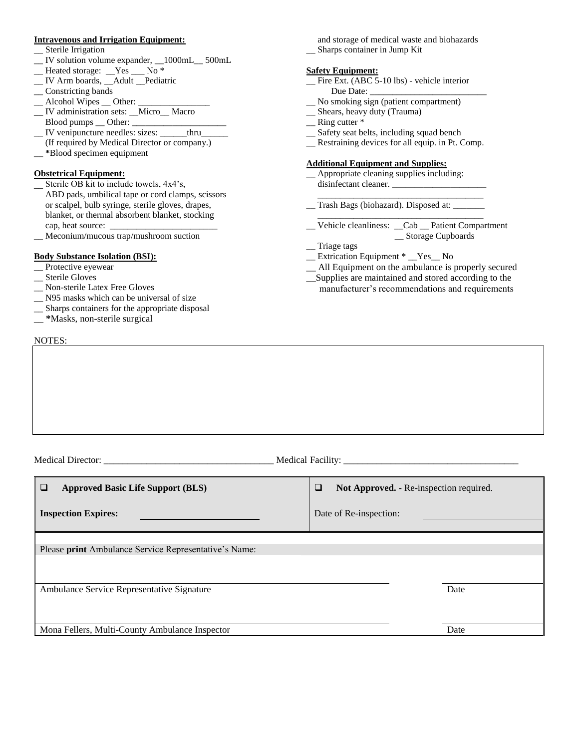**Intravenous and Irrigation Equipment:**

__ Sterile Irrigation
__ IV solution volume expander, __1000mL__ 500mL
__ Heated storage: __Yes ___ No *
__ IV Arm boards, __Adult __Pediatric
__ Constricting bands
__ Alcohol Wipes __ Other: ________________
__ IV administration sets: __Micro__ Macro
  Blood pumps __ Other: _____________________
__ IV venipuncture needles: sizes: ______thru______
  (If required by Medical Director or company.)
__ *Blood specimen equipment

**Obstetrical Equipment:**

__ Sterile OB kit to include towels, 4x4's, ABD pads, umbilical tape or cord clamps, scissors or scalpel, bulb syringe, sterile gloves, drapes, blanket, or thermal absorbent blanket, stocking cap, heat source: ________________________
__ Meconium/mucous trap/mushroom suction

**Body Substance Isolation (BSI):**

__ Protective eyewear
__ Sterile Gloves
__ Non-sterile Latex Free Gloves
__ N95 masks which can be universal of size
__ Sharps containers for the appropriate disposal and storage of medical waste and biohazards
__ Sharps container in Jump Kit
__ *Masks, non-sterile surgical

**Safety Equipment:**

__ Fire Ext. (ABC 5-10 lbs) - vehicle interior
  Due Date: __________________________
__ No smoking sign (patient compartment)
__ Shears, heavy duty (Trauma)
__ Ring cutter *
__ Safety seat belts, including squad bench
__ Restraining devices for all equip. in Pt. Comp.

**Additional Equipment and Supplies:**

__ Appropriate cleaning supplies including: disinfectant cleaner. _____________________
  _____________________________________
__ Trash Bags (biohazard). Disposed at: _______
  _____________________________________
__ Vehicle cleanliness: __Cab __ Patient Compartment
  __ Storage Cupboards
__ Triage tags
__ Extrication Equipment * __Yes__ No
__ All Equipment on the ambulance is properly secured
__Supplies are maintained and stored according to the manufacturer's recommendations and requirements

NOTES:

Medical Director: ____________________________________ Medical Facility: _____________________________________

| | |
|---|---|
| ❑ **Approved Basic Life Support (BLS)** | ❑ **Not Approved.** - Re-inspection required. |
| **Inspection Expires:** ________________________ | Date of Re-inspection: ________________________ |

Please **print** Ambulance Service Representative's Name:

Ambulance Service Representative Signature &nbsp;&nbsp;&nbsp;&nbsp;&nbsp;&nbsp;&nbsp;&nbsp; Date

Mona Fellers, Multi-County Ambulance Inspector &nbsp;&nbsp;&nbsp;&nbsp;&nbsp;&nbsp;&nbsp;&nbsp; Date